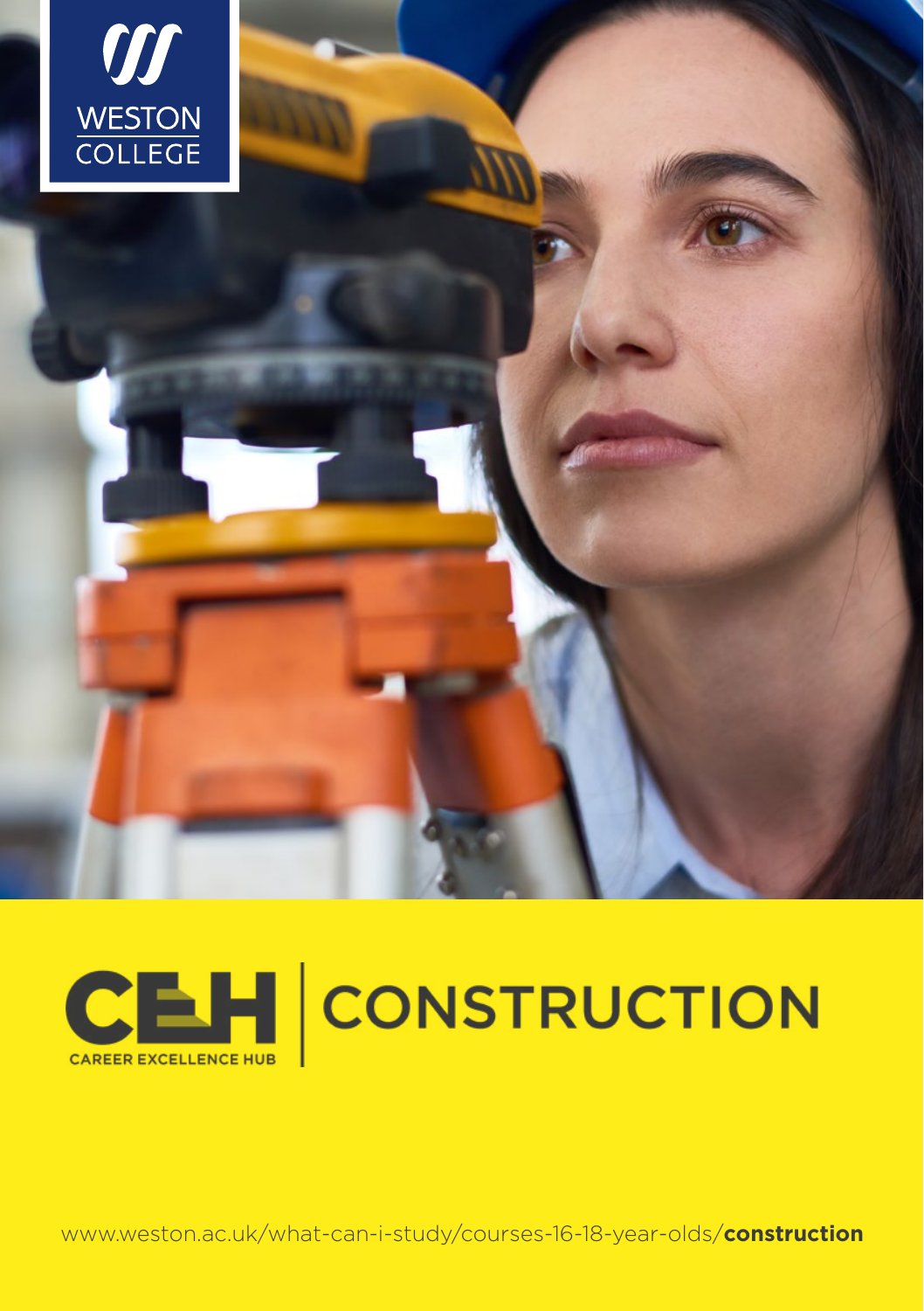WESTON COLLEGE

CEH CAREER EXCELLENCE HUB

# CONSTRUCTION

www.weston.ac.uk/what-can-i-study/courses-16-18-year-olds/**construction**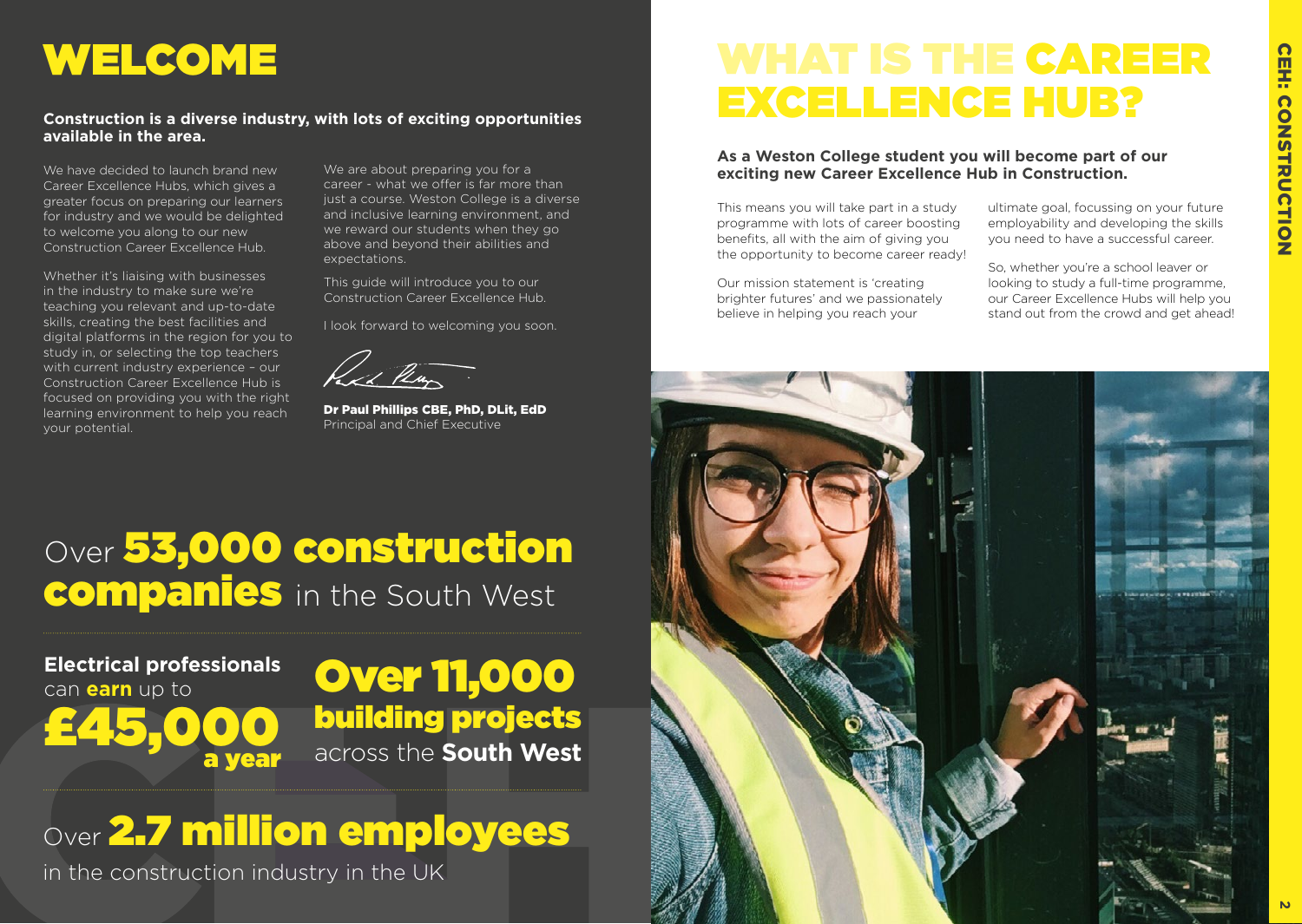# WELCOME

**Construction is a diverse industry, with lots of exciting opportunities available in the area.**

We have decided to launch brand new Career Excellence Hubs, which gives a greater focus on preparing our learners for industry and we would be delighted to welcome you along to our new Construction Career Excellence Hub.

Whether it's liaising with businesses in the industry to make sure we're teaching you relevant and up-to-date skills, creating the best facilities and digital platforms in the region for you to study in, or selecting the top teachers with current industry experience – our Construction Career Excellence Hub is focused on providing you with the right learning environment to help you reach your potential.

We are about preparing you for a career - what we offer is far more than just a course. Weston College is a diverse and inclusive learning environment, and we reward our students when they go above and beyond their abilities and expectations.

This guide will introduce you to our Construction Career Excellence Hub.

I look forward to welcoming you soon.

**Dr Paul Phillips CBE, PhD, DLit, EdD**
Principal and Chief Executive

Over **53,000 construction companies** in the South West

**Electrical professionals** can **earn** up to **£45,000 a year**

**Over 11,000 building projects** across the **South West**

Over **2.7 million employees** in the construction industry in the UK

# WHAT IS THE CAREER EXCELLENCE HUB?

**As a Weston College student you will become part of our exciting new Career Excellence Hub in Construction.**

This means you will take part in a study programme with lots of career boosting benefits, all with the aim of giving you the opportunity to become career ready!

Our mission statement is 'creating brighter futures' and we passionately believe in helping you reach your ultimate goal, focussing on your future employability and developing the skills you need to have a successful career.

So, whether you're a school leaver or looking to study a full-time programme, our Career Excellence Hubs will help you stand out from the crowd and get ahead!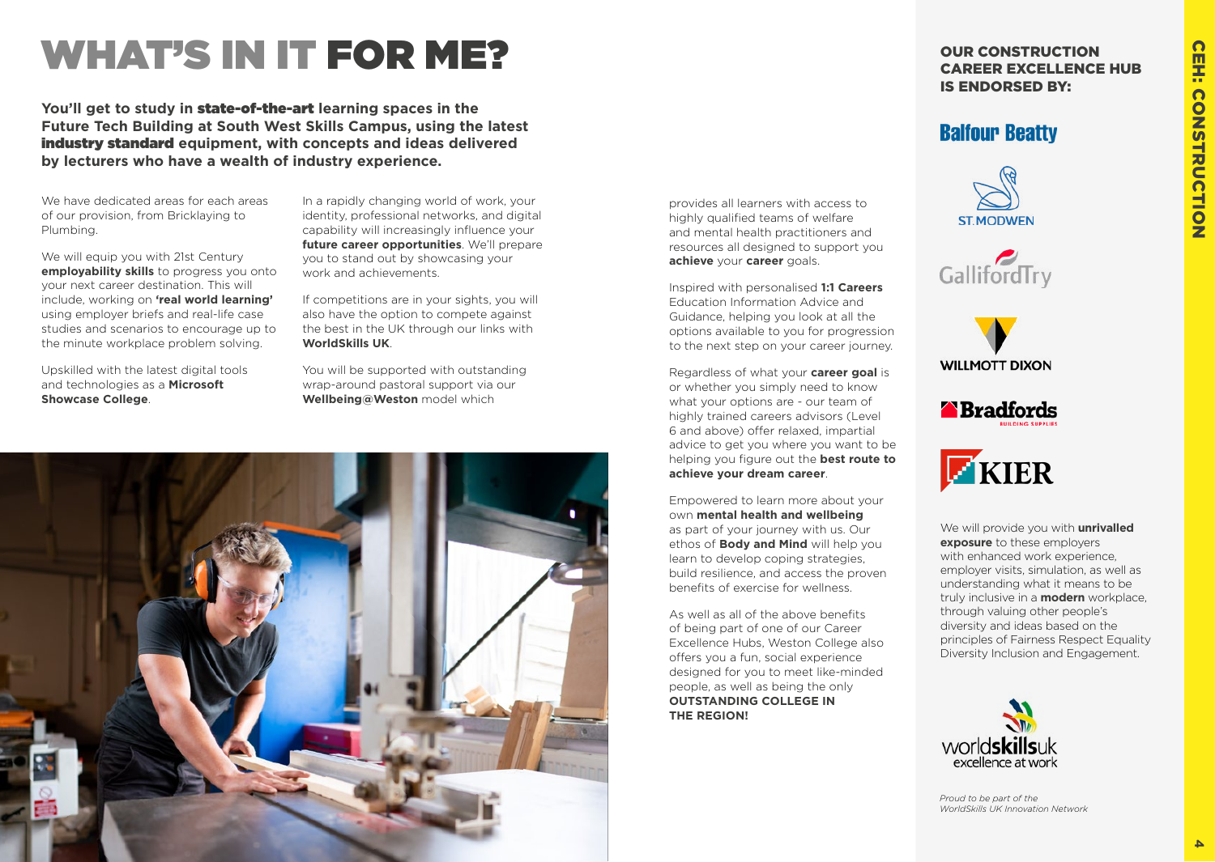# WHAT'S IN IT FOR ME?

**You'll get to study in state-of-the-art learning spaces in the Future Tech Building at South West Skills Campus, using the latest industry standard equipment, with concepts and ideas delivered by lecturers who have a wealth of industry experience.**

We have dedicated areas for each areas of our provision, from Bricklaying to Plumbing.

We will equip you with 21st Century **employability skills** to progress you onto your next career destination. This will include, working on **'real world learning'** using employer briefs and real-life case studies and scenarios to encourage up to the minute workplace problem solving.

Upskilled with the latest digital tools and technologies as a **Microsoft Showcase College**.

In a rapidly changing world of work, your identity, professional networks, and digital capability will increasingly influence your **future career opportunities**. We'll prepare you to stand out by showcasing your work and achievements.

If competitions are in your sights, you will also have the option to compete against the best in the UK through our links with **WorldSkills UK**.

You will be supported with outstanding wrap-around pastoral support via our **Wellbeing@Weston** model which provides all learners with access to highly qualified teams of welfare and mental health practitioners and resources all designed to support you **achieve** your **career** goals.

Inspired with personalised **1:1 Careers** Education Information Advice and Guidance, helping you look at all the options available to you for progression to the next step on your career journey.

Regardless of what your **career goal** is or whether you simply need to know what your options are - our team of highly trained careers advisors (Level 6 and above) offer relaxed, impartial advice to get you where you want to be helping you figure out the **best route to achieve your dream career**.

Empowered to learn more about your own **mental health and wellbeing** as part of your journey with us. Our ethos of **Body and Mind** will help you learn to develop coping strategies, build resilience, and access the proven benefits of exercise for wellness.

As well as all of the above benefits of being part of one of our Career Excellence Hubs, Weston College also offers you a fun, social experience designed for you to meet like-minded people, as well as being the only **OUTSTANDING COLLEGE IN THE REGION!**

## OUR CONSTRUCTION CAREER EXCELLENCE HUB IS ENDORSED BY:

Balfour Beatty

ST.MODWEN

GallifordTry

WILLMOTT DIXON

Bradfords Building Supplies

KIER

We will provide you with **unrivalled exposure** to these employers with enhanced work experience, employer visits, simulation, as well as understanding what it means to be truly inclusive in a **modern** workplace, through valuing other people's diversity and ideas based on the principles of Fairness Respect Equality Diversity Inclusion and Engagement.

worldskillsuk excellence at work

*Proud to be part of the WorldSkills UK Innovation Network*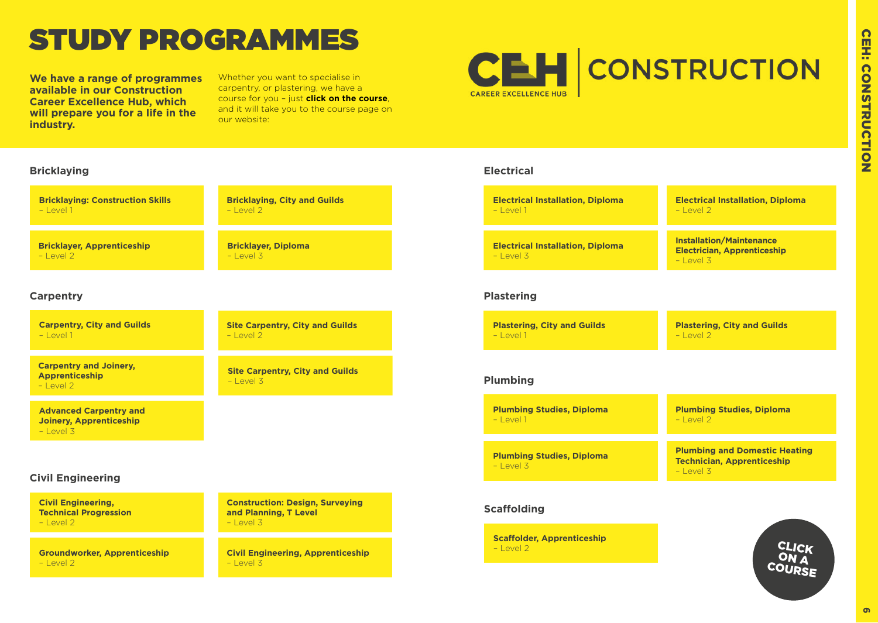# STUDY PROGRAMMES

**We have a range of programmes available in our Construction Career Excellence Hub, which will prepare you for a life in the industry.**

Whether you want to specialise in carpentry, or plastering, we have a course for you – just **click on the course**, and it will take you to the course page on our website:

CEH CAREER EXCELLENCE HUB | CONSTRUCTION

## Bricklaying

- **Bricklaying: Construction Skills** – Level 1
- **Bricklaying, City and Guilds** – Level 2
- **Bricklayer, Apprenticeship** – Level 2
- **Bricklayer, Diploma** – Level 3

## Carpentry

- **Carpentry, City and Guilds** – Level 1
- **Site Carpentry, City and Guilds** – Level 2
- **Carpentry and Joinery, Apprenticeship** – Level 2
- **Site Carpentry, City and Guilds** – Level 3
- **Advanced Carpentry and Joinery, Apprenticeship** – Level 3

## Civil Engineering

- **Civil Engineering, Technical Progression** – Level 2
- **Construction: Design, Surveying and Planning, T Level** – Level 3
- **Groundworker, Apprenticeship** – Level 2
- **Civil Engineering, Apprenticeship** – Level 3

## Electrical

- **Electrical Installation, Diploma** – Level 1
- **Electrical Installation, Diploma** – Level 2
- **Electrical Installation, Diploma** – Level 3
- **Installation/Maintenance Electrician, Apprenticeship** – Level 3

## Plastering

- **Plastering, City and Guilds** – Level 1
- **Plastering, City and Guilds** – Level 2

## Plumbing

- **Plumbing Studies, Diploma** – Level 1
- **Plumbing Studies, Diploma** – Level 2
- **Plumbing Studies, Diploma** – Level 3
- **Plumbing and Domestic Heating Technician, Apprenticeship** – Level 3

## Scaffolding

- **Scaffolder, Apprenticeship** – Level 2

CLICK ON A COURSE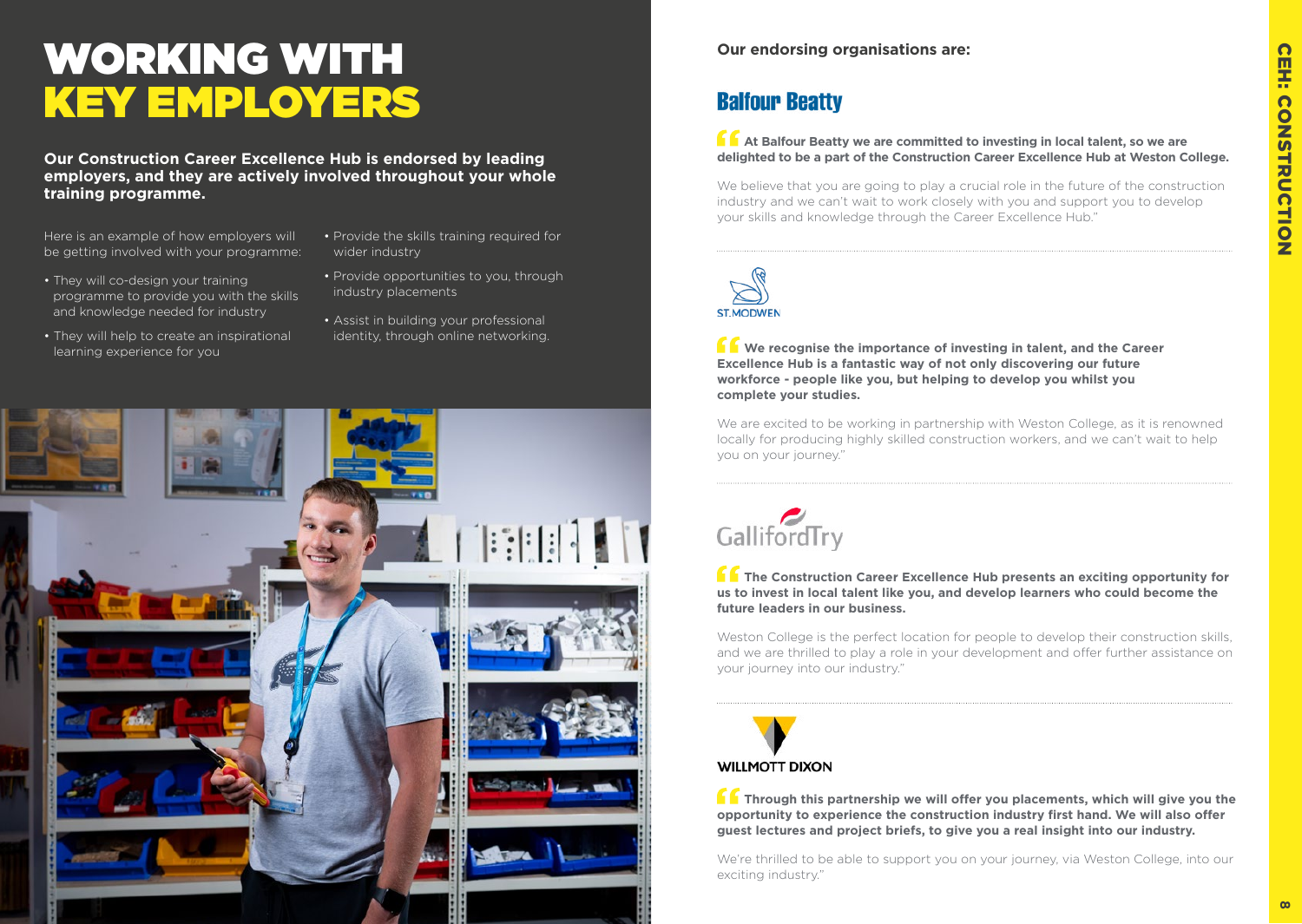# WORKING WITH KEY EMPLOYERS

**Our Construction Career Excellence Hub is endorsed by leading employers, and they are actively involved throughout your whole training programme.**

Here is an example of how employers will be getting involved with your programme:

- They will co-design your training programme to provide you with the skills and knowledge needed for industry
- They will help to create an inspirational learning experience for you
- Provide the skills training required for wider industry
- Provide opportunities to you, through industry placements
- Assist in building your professional identity, through online networking.

**Our endorsing organisations are:**

## Balfour Beatty

**"At Balfour Beatty we are committed to investing in local talent, so we are delighted to be a part of the Construction Career Excellence Hub at Weston College.**

We believe that you are going to play a crucial role in the future of the construction industry and we can't wait to work closely with you and support you to develop your skills and knowledge through the Career Excellence Hub."

## ST.MODWEN

**"We recognise the importance of investing in talent, and the Career Excellence Hub is a fantastic way of not only discovering our future workforce - people like you, but helping to develop you whilst you complete your studies.**

We are excited to be working in partnership with Weston College, as it is renowned locally for producing highly skilled construction workers, and we can't wait to help you on your journey."

## GallifordTry

**"The Construction Career Excellence Hub presents an exciting opportunity for us to invest in local talent like you, and develop learners who could become the future leaders in our business.**

Weston College is the perfect location for people to develop their construction skills, and we are thrilled to play a role in your development and offer further assistance on your journey into our industry."

## WILLMOTT DIXON

**"Through this partnership we will offer you placements, which will give you the opportunity to experience the construction industry first hand. We will also offer guest lectures and project briefs, to give you a real insight into our industry.**

We're thrilled to be able to support you on your journey, via Weston College, into our exciting industry."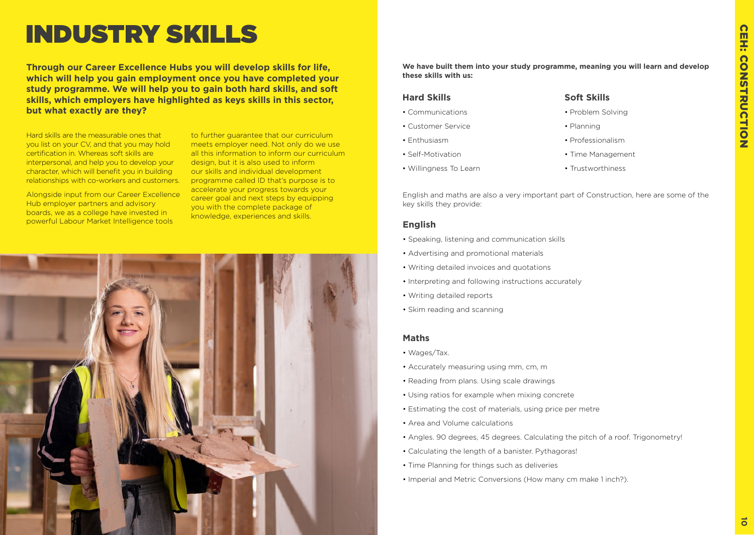# INDUSTRY SKILLS

**Through our Career Excellence Hubs you will develop skills for life, which will help you gain employment once you have completed your study programme. We will help you to gain both hard skills, and soft skills, which employers have highlighted as keys skills in this sector, but what exactly are they?**

Hard skills are the measurable ones that you list on your CV, and that you may hold certification in. Whereas soft skills are interpersonal, and help you to develop your character, which will benefit you in building relationships with co-workers and customers.

Alongside input from our Career Excellence Hub employer partners and advisory boards, we as a college have invested in powerful Labour Market Intelligence tools to further guarantee that our curriculum meets employer need. Not only do we use all this information to inform our curriculum design, but it is also used to inform our skills and individual development programme called ID that's purpose is to accelerate your progress towards your career goal and next steps by equipping you with the complete package of knowledge, experiences and skills.

**We have built them into your study programme, meaning you will learn and develop these skills with us:**

### Hard Skills

- Communications
- Customer Service
- Enthusiasm
- Self-Motivation
- Willingness To Learn

### Soft Skills

- Problem Solving
- Planning
- Professionalism
- Time Management
- Trustworthiness

English and maths are also a very important part of Construction, here are some of the key skills they provide:

### English

- Speaking, listening and communication skills
- Advertising and promotional materials
- Writing detailed invoices and quotations
- Interpreting and following instructions accurately
- Writing detailed reports
- Skim reading and scanning

### Maths

- Wages/Tax.
- Accurately measuring using mm, cm, m
- Reading from plans. Using scale drawings
- Using ratios for example when mixing concrete
- Estimating the cost of materials, using price per metre
- Area and Volume calculations
- Angles. 90 degrees, 45 degrees. Calculating the pitch of a roof. Trigonometry!
- Calculating the length of a banister. Pythagoras!
- Time Planning for things such as deliveries
- Imperial and Metric Conversions (How many cm make 1 inch?).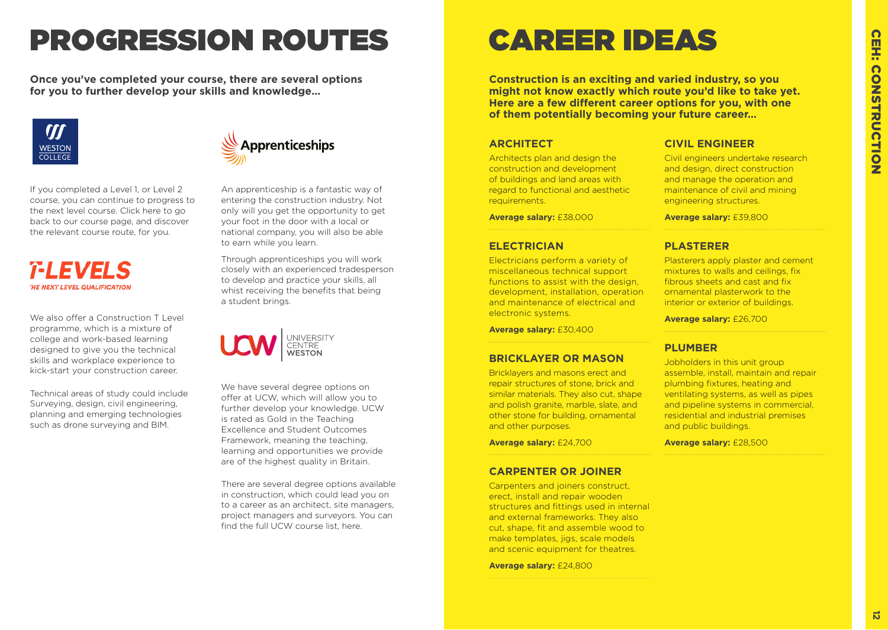# PROGRESSION ROUTES

**Once you've completed your course, there are several options for you to further develop your skills and knowledge...**

WESTON COLLEGE

If you completed a Level 1, or Level 2 course, you can continue to progress to the next level course. Click here to go back to our course page, and discover the relevant course route, for you.

T-LEVELS
THE NEXT LEVEL QUALIFICATION

We also offer a Construction T Level programme, which is a mixture of college and work-based learning designed to give you the technical skills and workplace experience to kick-start your construction career.

Technical areas of study could include Surveying, design, civil engineering, planning and emerging technologies such as drone surveying and BIM.

Apprenticeships

An apprenticeship is a fantastic way of entering the construction industry. Not only will you get the opportunity to get your foot in the door with a local or national company, you will also be able to earn while you learn.

Through apprenticeships you will work closely with an experienced tradesperson to develop and practice your skills, all whist receiving the benefits that being a student brings.

UCW | UNIVERSITY CENTRE WESTON

We have several degree options on offer at UCW, which will allow you to further develop your knowledge. UCW is rated as Gold in the Teaching Excellence and Student Outcomes Framework, meaning the teaching, learning and opportunities we provide are of the highest quality in Britain.

There are several degree options available in construction, which could lead you on to a career as an architect, site managers, project managers and surveyors. You can find the full UCW course list, here.

# CAREER IDEAS

**Construction is an exciting and varied industry, so you might not know exactly which route you'd like to take yet. Here are a few different career options for you, with one of them potentially becoming your future career...**

## ARCHITECT

Architects plan and design the construction and development of buildings and land areas with regard to functional and aesthetic requirements.

**Average salary:** £38,000

## ELECTRICIAN

Electricians perform a variety of miscellaneous technical support functions to assist with the design, development, installation, operation and maintenance of electrical and electronic systems.

**Average salary:** £30,400

## BRICKLAYER OR MASON

Bricklayers and masons erect and repair structures of stone, brick and similar materials. They also cut, shape and polish granite, marble, slate, and other stone for building, ornamental and other purposes.

**Average salary:** £24,700

## CARPENTER OR JOINER

Carpenters and joiners construct, erect, install and repair wooden structures and fittings used in internal and external frameworks. They also cut, shape, fit and assemble wood to make templates, jigs, scale models and scenic equipment for theatres.

**Average salary:** £24,800

## CIVIL ENGINEER

Civil engineers undertake research and design, direct construction and manage the operation and maintenance of civil and mining engineering structures.

**Average salary:** £39,800

## PLASTERER

Plasterers apply plaster and cement mixtures to walls and ceilings, fix fibrous sheets and cast and fix ornamental plasterwork to the interior or exterior of buildings.

**Average salary:** £26,700

## PLUMBER

Jobholders in this unit group assemble, install, maintain and repair plumbing fixtures, heating and ventilating systems, as well as pipes and pipeline systems in commercial, residential and industrial premises and public buildings.

**Average salary:** £28,500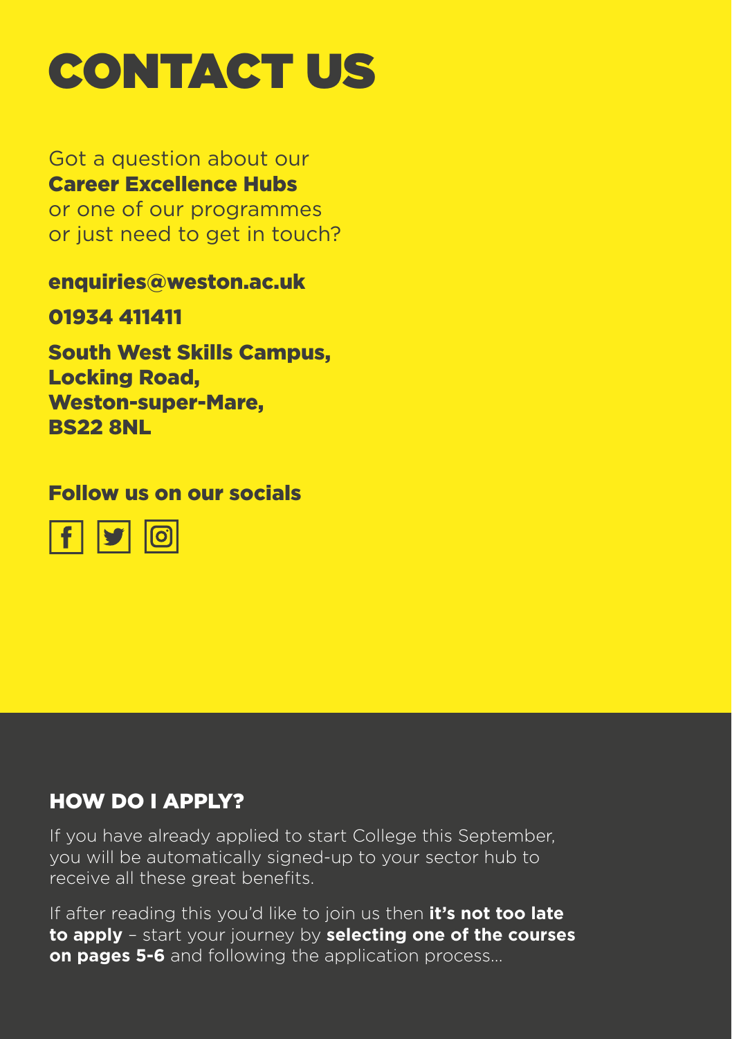# CONTACT US

Got a question about our **Career Excellence Hubs** or one of our programmes or just need to get in touch?

**enquiries@weston.ac.uk**

**01934 411411**

**South West Skills Campus,**
**Locking Road,**
**Weston-super-Mare,**
**BS22 8NL**

**Follow us on our socials**

## HOW DO I APPLY?

If you have already applied to start College this September, you will be automatically signed-up to your sector hub to receive all these great benefits.

If after reading this you'd like to join us then **it's not too late to apply** – start your journey by **selecting one of the courses on pages 5-6** and following the application process...